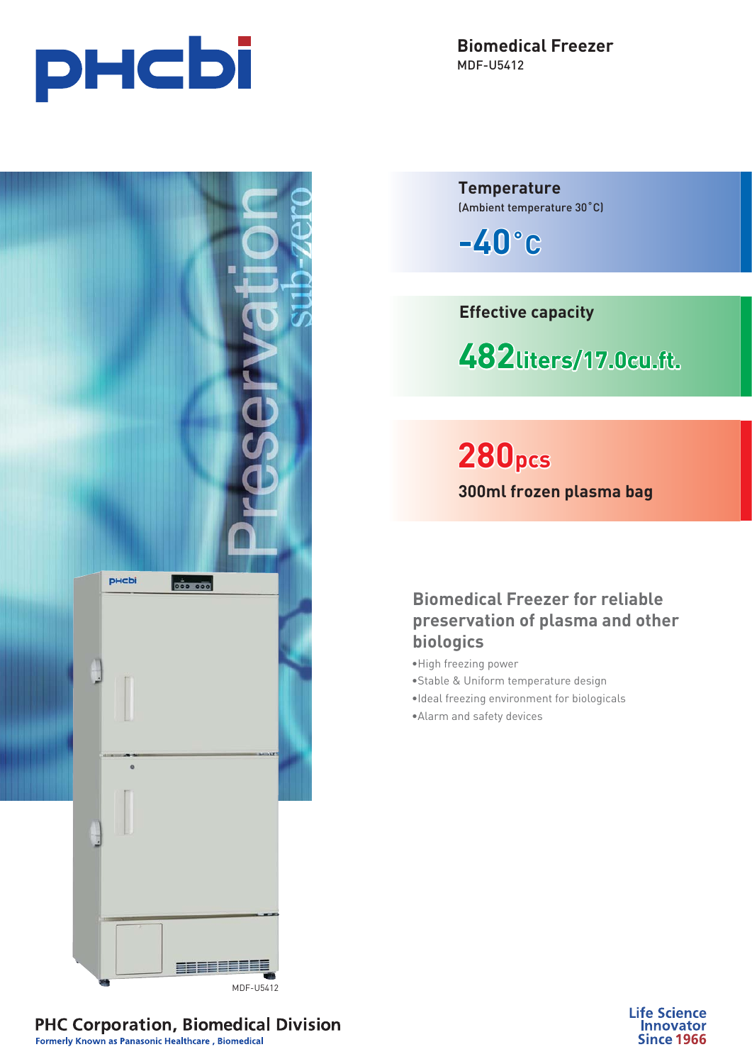phcbi

# Biomedical Freezer

MDF-U5412

**Temperature**
(Ambient temperature 30˚C)

**-40˚C**

**Effective capacity**

**482liters/17.0cu.ft.**

**280pcs**

**300ml frozen plasma bag**

## Biomedical Freezer for reliable preservation of plasma and other biologics

- High freezing power
- Stable & Uniform temperature design
- Ideal freezing environment for biologicals
- Alarm and safety devices

MDF-U5412

**PHC Corporation, Biomedical Division**
Formerly Known as Panasonic Healthcare , Biomedical

Life Science Innovator Since 1966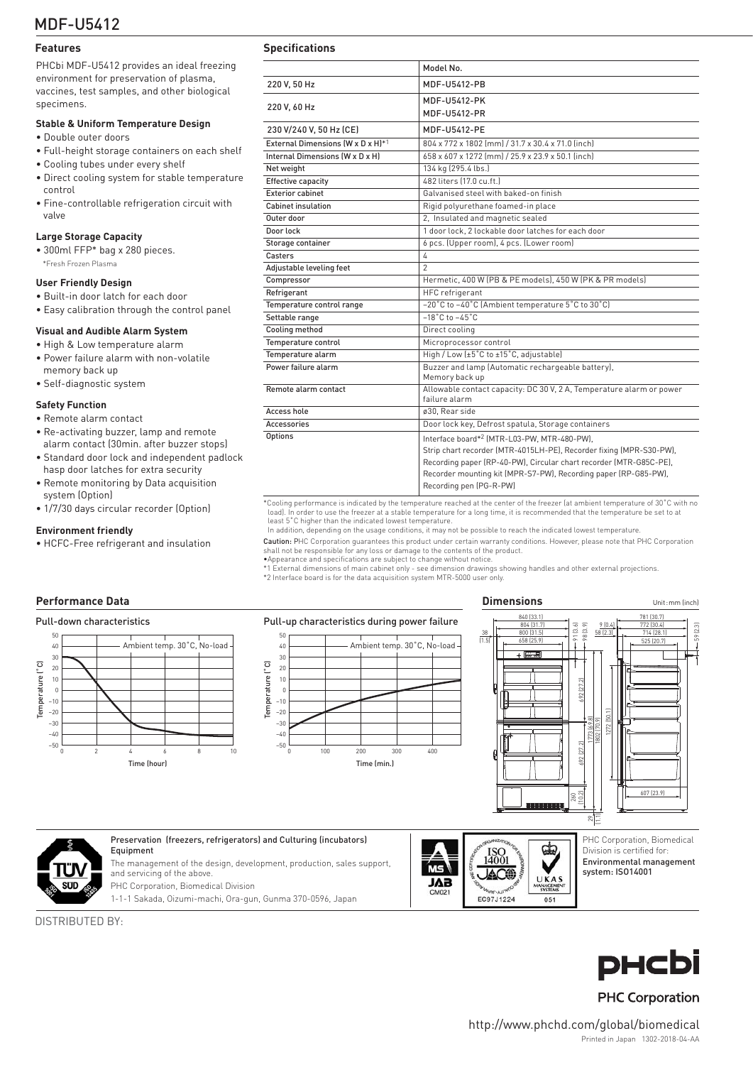# MDF-U5412

## Features

PHCbi MDF-U5412 provides an ideal freezing environment for preservation of plasma, vaccines, test samples, and other biological specimens.

### Stable & Uniform Temperature Design

- Double outer doors
- Full-height storage containers on each shelf
- Cooling tubes under every shelf
- Direct cooling system for stable temperature control
- Fine-controllable refrigeration circuit with valve

### Large Storage Capacity

- 300ml FFP* bag x 280 pieces.

*Fresh Frozen Plasma

### User Friendly Design

- Built-in door latch for each door
- Easy calibration through the control panel

### Visual and Audible Alarm System

- High & Low temperature alarm
- Power failure alarm with non-volatile memory back up
- Self-diagnostic system

### Safety Function

- Remote alarm contact
- Re-activating buzzer, lamp and remote alarm contact (30min. after buzzer stops)
- Standard door lock and independent padlock hasp door latches for extra security
- Remote monitoring by Data acquisition system (Option)
- 1/7/30 days circular recorder (Option)

### Environment friendly

- HCFC-Free refrigerant and insulation

## Specifications

| | Model No. |
|---|---|
| 220 V, 50 Hz | MDF-U5412-PB |
| 220 V, 60 Hz | MDF-U5412-PK<br>MDF-U5412-PR |
| 230 V/240 V, 50 Hz (CE) | MDF-U5412-PE |
| External Dimensions (W x D x H)*1 | 804 x 772 x 1802 (mm) / 31.7 x 30.4 x 71.0 (inch) |
| Internal Dimensions (W x D x H) | 658 x 607 x 1272 (mm) / 25.9 x 23.9 x 50.1 (inch) |
| Net weight | 134 kg (295.4 lbs.) |
| Effective capacity | 482 liters (17.0 cu.ft.) |
| Exterior cabinet | Galvanised steel with baked-on finish |
| Cabinet insulation | Rigid polyurethane foamed-in place |
| Outer door | 2, Insulated and magnetic sealed |
| Door lock | 1 door lock, 2 lockable door latches for each door |
| Storage container | 6 pcs. (Upper room), 4 pcs. (Lower room) |
| Casters | 4 |
| Adjustable leveling feet | 2 |
| Compressor | Hermetic, 400 W (PB & PE models), 450 W (PK & PR models) |
| Refrigerant | HFC refrigerant |
| Temperature control range | –20˚C to –40˚C (Ambient temperature 5˚C to 30˚C) |
| Settable range | –18˚C to –45˚C |
| Cooling method | Direct cooling |
| Temperature control | Microprocessor control |
| Temperature alarm | High / Low (±5˚C to ±15˚C, adjustable) |
| Power failure alarm | Buzzer and lamp (Automatic rechargeable battery), Memory back up |
| Remote alarm contact | Allowable contact capacity: DC 30 V, 2 A, Temperature alarm or power failure alarm |
| Access hole | ø30, Rear side |
| Accessories | Door lock key, Defrost spatula, Storage containers |
| Options | Interface board*2 (MTR-L03-PW, MTR-480-PW),<br>Strip chart recorder (MTR-4015LH-PE), Recorder fixing (MPR-S30-PW),<br>Recording paper (RP-40-PW), Circular chart recorder (MTR-G85C-PE),<br>Recorder mounting kit (MPR-S7-PW), Recording paper (RP-G85-PW),<br>Recording pen (PG-R-PW) |

*Cooling performance is indicated by the temperature reached at the center of the freezer (at ambient temperature of 30˚C with no load). In order to use the freezer at a stable temperature for a long time, it is recommended that the temperature be set to at least 5˚C higher than the indicated lowest temperature.
In addition, depending on the usage conditions, it may not be possible to reach the indicated lowest temperature.

Caution: PHC Corporation guarantees this product under certain warranty conditions. However, please note that PHC Corporation shall not be responsible for any loss or damage to the contents of the product.

- Appearance and specifications are subject to change without notice.

*1 External dimensions of main cabinet only - see dimension drawings showing handles and other external projections.
*2 Interface board is for the data acquisition system MTR-5000 user only.

## Performance Data

### Pull-down characteristics

Ambient temp. 30˚C, No-load
Temperature (˚C)
Time (hour)

### Pull-up characteristics during power failure

Ambient temp. 30˚C, No-load
Temperature (˚C)
Time (min.)

## Dimensions

Unit: mm (inch)

840 (33.1)
804 (31.7)
800 (31.5)
658 (25.9)
38 (1.5)
91 (3.6)
98 (3.9)
9 (0.4)
58 (2.3)
781 (30.7)
772 (30.4)
714 (28.1)
525 (20.7)
59 (2.3)
692 (27.2)
692 (27.2)
1773 (69.8)
1802 (70.9)
1272 (50.1)
607 (23.9)
260 (10.2)
29 (1.1)

Preservation (freezers, refrigerators) and Culturing (incubators) Equipment
The management of the design, development, production, sales support, and servicing of the above.
PHC Corporation, Biomedical Division
1-1-1 Sakada, Oizumi-machi, Ora-gun, Gunma 370-0596, Japan

PHC Corporation, Biomedical Division is certified for:
Environmental management system: ISO14001

DISTRIBUTED BY:

PHC Corporation

http://www.phchd.com/global/biomedical

Printed in Japan 1302-2018-04-AA